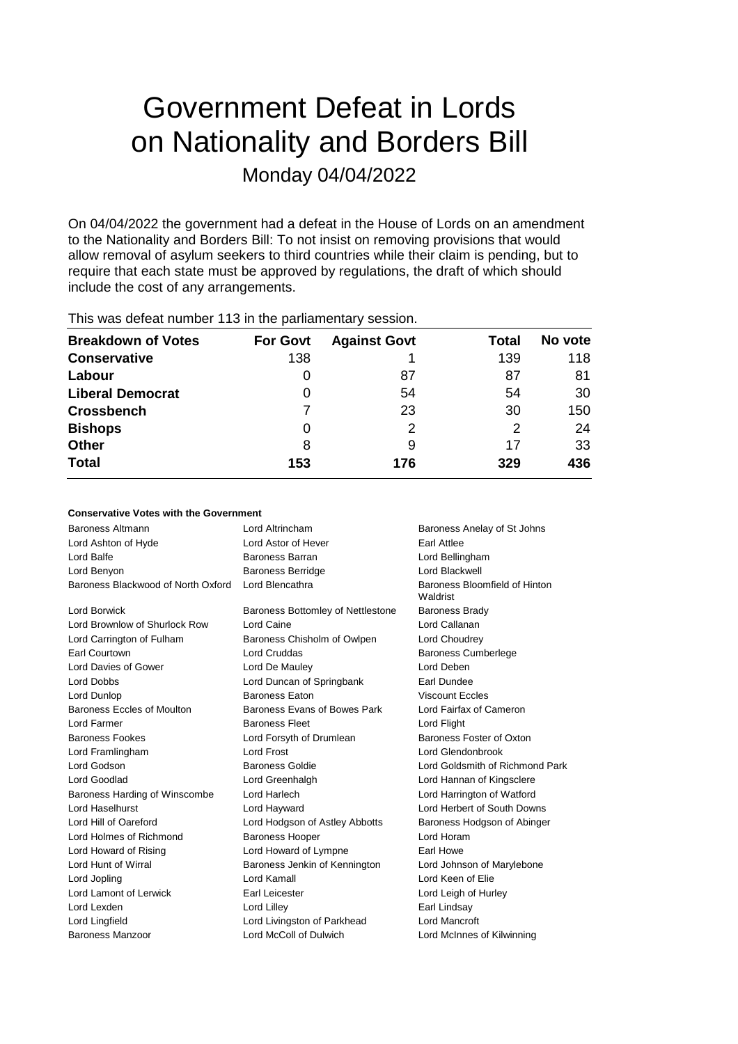# Government Defeat in Lords on Nationality and Borders Bill

Monday 04/04/2022

On 04/04/2022 the government had a defeat in the House of Lords on an amendment to the Nationality and Borders Bill: To not insist on removing provisions that would allow removal of asylum seekers to third countries while their claim is pending, but to require that each state must be approved by regulations, the draft of which should include the cost of any arrangements.

This was defeat number 113 in the parliamentary session.

| Breakdown of Votes | For Govt | Against Govt | Total | No vote |
|---|---|---|---|---|
| **Conservative** | 138 | 1 | 139 | 118 |
| **Labour** | 0 | 87 | 87 | 81 |
| **Liberal Democrat** | 0 | 54 | 54 | 30 |
| **Crossbench** | 7 | 23 | 30 | 150 |
| **Bishops** | 0 | 2 | 2 | 24 |
| **Other** | 8 | 9 | 17 | 33 |
| **Total** | **153** | **176** | **329** | **436** |

### Conservative Votes with the Government

| | | |
|---|---|---|
| Baroness Altmann | Lord Altrincham | Baroness Anelay of St Johns |
| Lord Ashton of Hyde | Lord Astor of Hever | Earl Attlee |
| Lord Balfe | Baroness Barran | Lord Bellingham |
| Lord Benyon | Baroness Berridge | Lord Blackwell |
| Baroness Blackwood of North Oxford | Lord Blencathra | Baroness Bloomfield of Hinton Waldrist |
| Lord Borwick | Baroness Bottomley of Nettlestone | Baroness Brady |
| Lord Brownlow of Shurlock Row | Lord Caine | Lord Callanan |
| Lord Carrington of Fulham | Baroness Chisholm of Owlpen | Lord Choudrey |
| Earl Courtown | Lord Cruddas | Baroness Cumberlege |
| Lord Davies of Gower | Lord De Mauley | Lord Deben |
| Lord Dobbs | Lord Duncan of Springbank | Earl Dundee |
| Lord Dunlop | Baroness Eaton | Viscount Eccles |
| Baroness Eccles of Moulton | Baroness Evans of Bowes Park | Lord Fairfax of Cameron |
| Lord Farmer | Baroness Fleet | Lord Flight |
| Baroness Fookes | Lord Forsyth of Drumlean | Baroness Foster of Oxton |
| Lord Framlingham | Lord Frost | Lord Glendonbrook |
| Lord Godson | Baroness Goldie | Lord Goldsmith of Richmond Park |
| Lord Goodlad | Lord Greenhalgh | Lord Hannan of Kingsclere |
| Baroness Harding of Winscombe | Lord Harlech | Lord Harrington of Watford |
| Lord Haselhurst | Lord Hayward | Lord Herbert of South Downs |
| Lord Hill of Oareford | Lord Hodgson of Astley Abbotts | Baroness Hodgson of Abinger |
| Lord Holmes of Richmond | Baroness Hooper | Lord Horam |
| Lord Howard of Rising | Lord Howard of Lympne | Earl Howe |
| Lord Hunt of Wirral | Baroness Jenkin of Kennington | Lord Johnson of Marylebone |
| Lord Jopling | Lord Kamall | Lord Keen of Elie |
| Lord Lamont of Lerwick | Earl Leicester | Lord Leigh of Hurley |
| Lord Lexden | Lord Lilley | Earl Lindsay |
| Lord Lingfield | Lord Livingston of Parkhead | Lord Mancroft |
| Baroness Manzoor | Lord McColl of Dulwich | Lord McInnes of Kilwinning |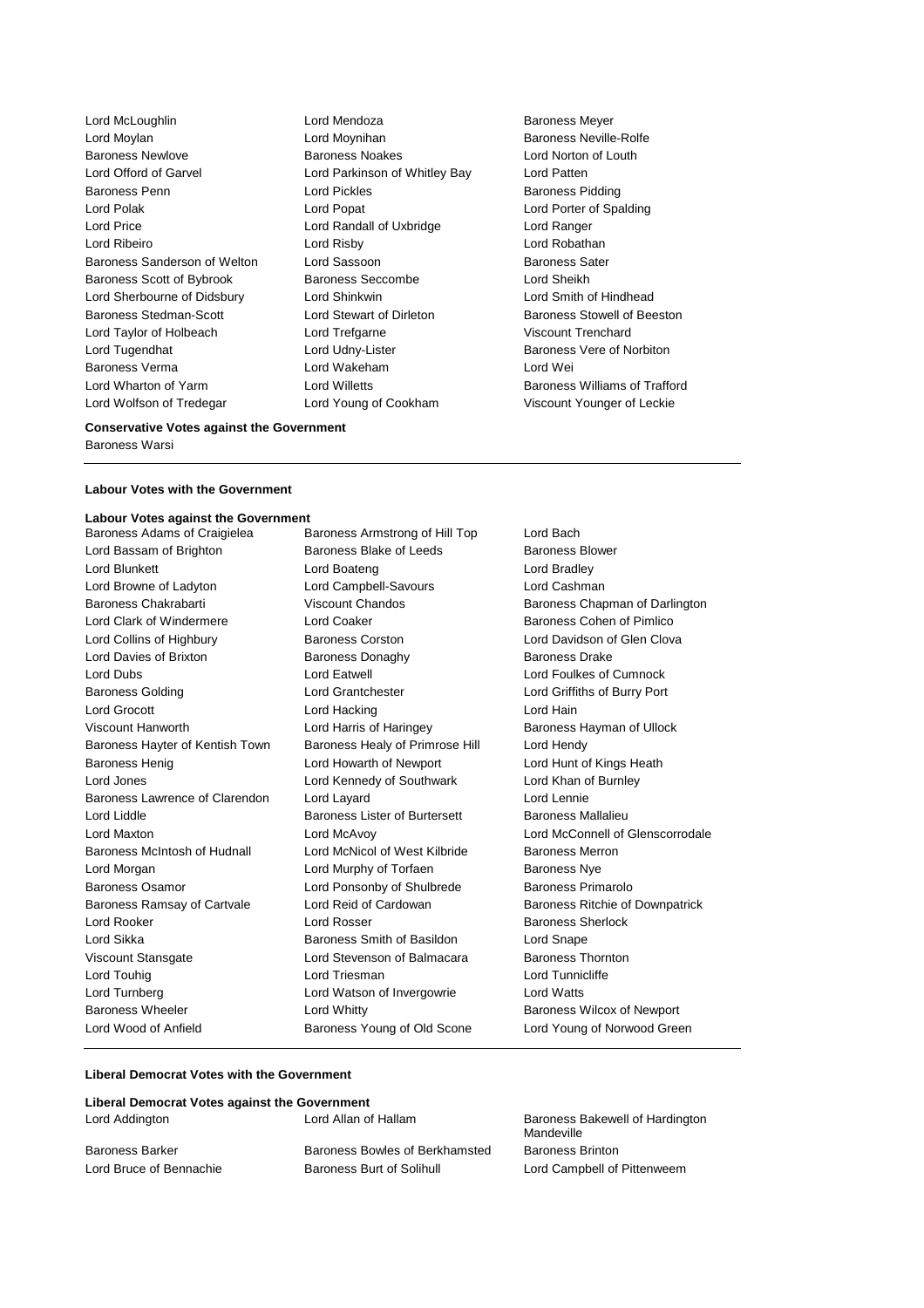Lord McLoughlin
Lord Mendoza
Baroness Meyer
Lord Moylan
Lord Moynihan
Baroness Neville-Rolfe
Baroness Newlove
Baroness Noakes
Lord Norton of Louth
Lord Offord of Garvel
Lord Parkinson of Whitley Bay
Lord Patten
Baroness Penn
Lord Pickles
Baroness Pidding
Lord Polak
Lord Popat
Lord Porter of Spalding
Lord Price
Lord Randall of Uxbridge
Lord Ranger
Lord Ribeiro
Lord Risby
Lord Robathan
Baroness Sanderson of Welton
Lord Sassoon
Baroness Sater
Baroness Scott of Bybrook
Baroness Seccombe
Lord Sheikh
Lord Sherbourne of Didsbury
Lord Shinkwin
Lord Smith of Hindhead
Baroness Stedman-Scott
Lord Stewart of Dirleton
Baroness Stowell of Beeston
Lord Taylor of Holbeach
Lord Trefgarne
Viscount Trenchard
Lord Tugendhat
Lord Udny-Lister
Baroness Vere of Norbiton
Baroness Verma
Lord Wakeham
Lord Wei
Lord Wharton of Yarm
Lord Willetts
Baroness Williams of Trafford
Lord Wolfson of Tredegar
Lord Young of Cookham
Viscount Younger of Leckie

**Conservative Votes against the Government**

Baroness Warsi

---

**Labour Votes with the Government**

**Labour Votes against the Government**

Baroness Adams of Craigielea
Baroness Armstrong of Hill Top
Lord Bach
Lord Bassam of Brighton
Baroness Blake of Leeds
Baroness Blower
Lord Blunkett
Lord Boateng
Lord Bradley
Lord Browne of Ladyton
Lord Campbell-Savours
Lord Cashman
Baroness Chakrabarti
Viscount Chandos
Baroness Chapman of Darlington
Lord Clark of Windermere
Lord Coaker
Baroness Cohen of Pimlico
Lord Collins of Highbury
Baroness Corston
Lord Davidson of Glen Clova
Lord Davies of Brixton
Baroness Donaghy
Baroness Drake
Lord Dubs
Lord Eatwell
Lord Foulkes of Cumnock
Baroness Golding
Lord Grantchester
Lord Griffiths of Burry Port
Lord Grocott
Lord Hacking
Lord Hain
Viscount Hanworth
Lord Harris of Haringey
Baroness Hayman of Ullock
Baroness Hayter of Kentish Town
Baroness Healy of Primrose Hill
Lord Hendy
Baroness Henig
Lord Howarth of Newport
Lord Hunt of Kings Heath
Lord Jones
Lord Kennedy of Southwark
Lord Khan of Burnley
Baroness Lawrence of Clarendon
Lord Layard
Lord Lennie
Lord Liddle
Baroness Lister of Burtersett
Baroness Mallalieu
Lord Maxton
Lord McAvoy
Lord McConnell of Glenscorrodale
Baroness McIntosh of Hudnall
Lord McNicol of West Kilbride
Baroness Merron
Lord Morgan
Lord Murphy of Torfaen
Baroness Nye
Baroness Osamor
Lord Ponsonby of Shulbrede
Baroness Primarolo
Baroness Ramsay of Cartvale
Lord Reid of Cardowan
Baroness Ritchie of Downpatrick
Lord Rooker
Lord Rosser
Baroness Sherlock
Lord Sikka
Baroness Smith of Basildon
Lord Snape
Viscount Stansgate
Lord Stevenson of Balmacara
Baroness Thornton
Lord Touhig
Lord Triesman
Lord Tunnicliffe
Lord Turnberg
Lord Watson of Invergowrie
Lord Watts
Baroness Wheeler
Lord Whitty
Baroness Wilcox of Newport
Lord Wood of Anfield
Baroness Young of Old Scone
Lord Young of Norwood Green

---

**Liberal Democrat Votes with the Government**

**Liberal Democrat Votes against the Government**

Lord Addington
Lord Allan of Hallam
Baroness Bakewell of Hardington Mandeville
Baroness Barker
Baroness Bowles of Berkhamsted
Baroness Brinton
Lord Bruce of Bennachie
Baroness Burt of Solihull
Lord Campbell of Pittenweem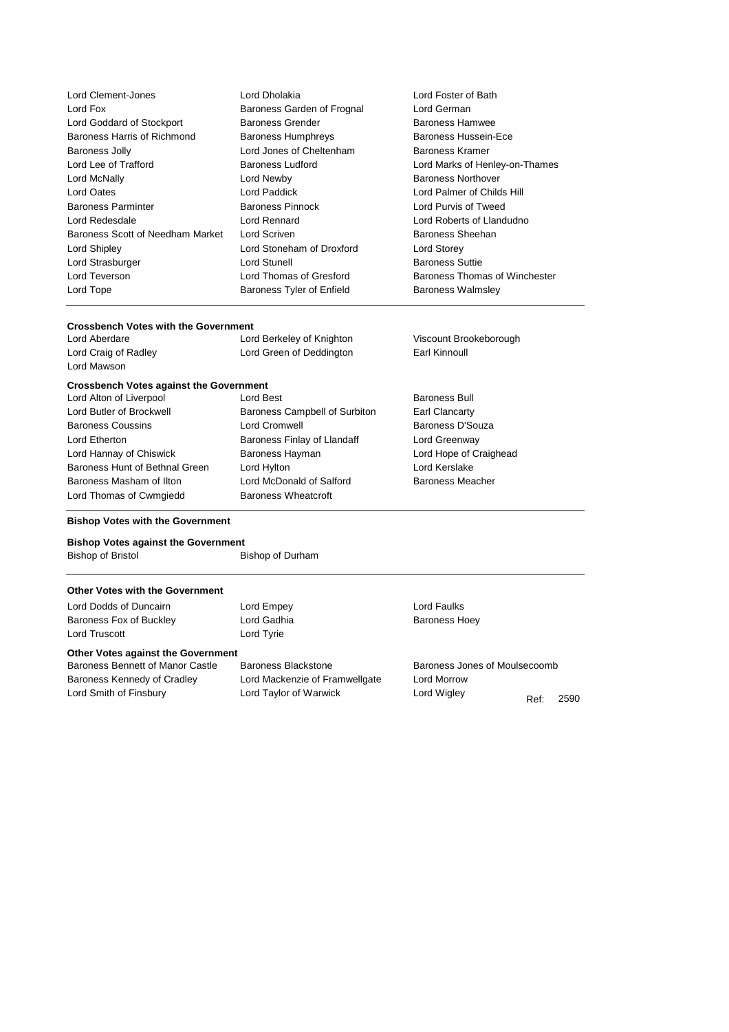Lord Clement-Jones
Lord Dholakia
Lord Foster of Bath
Lord Fox
Baroness Garden of Frognal
Lord German
Lord Goddard of Stockport
Baroness Grender
Baroness Hamwee
Baroness Harris of Richmond
Baroness Humphreys
Baroness Hussein-Ece
Baroness Jolly
Lord Jones of Cheltenham
Baroness Kramer
Lord Lee of Trafford
Baroness Ludford
Lord Marks of Henley-on-Thames
Lord McNally
Lord Newby
Baroness Northover
Lord Oates
Lord Paddick
Lord Palmer of Childs Hill
Baroness Parminter
Baroness Pinnock
Lord Purvis of Tweed
Lord Redesdale
Lord Rennard
Lord Roberts of Llandudno
Baroness Scott of Needham Market
Lord Scriven
Baroness Sheehan
Lord Shipley
Lord Stoneham of Droxford
Lord Storey
Lord Strasburger
Lord Stunell
Baroness Suttie
Lord Teverson
Lord Thomas of Gresford
Baroness Thomas of Winchester
Lord Tope
Baroness Tyler of Enfield
Baroness Walmsley

**Crossbench Votes with the Government**

Lord Aberdare
Lord Berkeley of Knighton
Viscount Brookeborough
Lord Craig of Radley
Lord Green of Deddington
Earl Kinnoull
Lord Mawson

**Crossbench Votes against the Government**

Lord Alton of Liverpool
Lord Best
Baroness Bull
Lord Butler of Brockwell
Baroness Campbell of Surbiton
Earl Clancarty
Baroness Coussins
Lord Cromwell
Baroness D'Souza
Lord Etherton
Baroness Finlay of Llandaff
Lord Greenway
Lord Hannay of Chiswick
Baroness Hayman
Lord Hope of Craighead
Baroness Hunt of Bethnal Green
Lord Hylton
Lord Kerslake
Baroness Masham of Ilton
Lord McDonald of Salford
Baroness Meacher
Lord Thomas of Cwmgiedd
Baroness Wheatcroft

**Bishop Votes with the Government**

**Bishop Votes against the Government**

Bishop of Bristol
Bishop of Durham

**Other Votes with the Government**

Lord Dodds of Duncairn
Lord Empey
Lord Faulks
Baroness Fox of Buckley
Lord Gadhia
Baroness Hoey
Lord Truscott
Lord Tyrie

**Other Votes against the Government**

Baroness Bennett of Manor Castle
Baroness Blackstone
Baroness Jones of Moulsecoomb
Baroness Kennedy of Cradley
Lord Mackenzie of Framwellgate
Lord Morrow
Lord Smith of Finsbury
Lord Taylor of Warwick
Lord Wigley

Ref: 2590